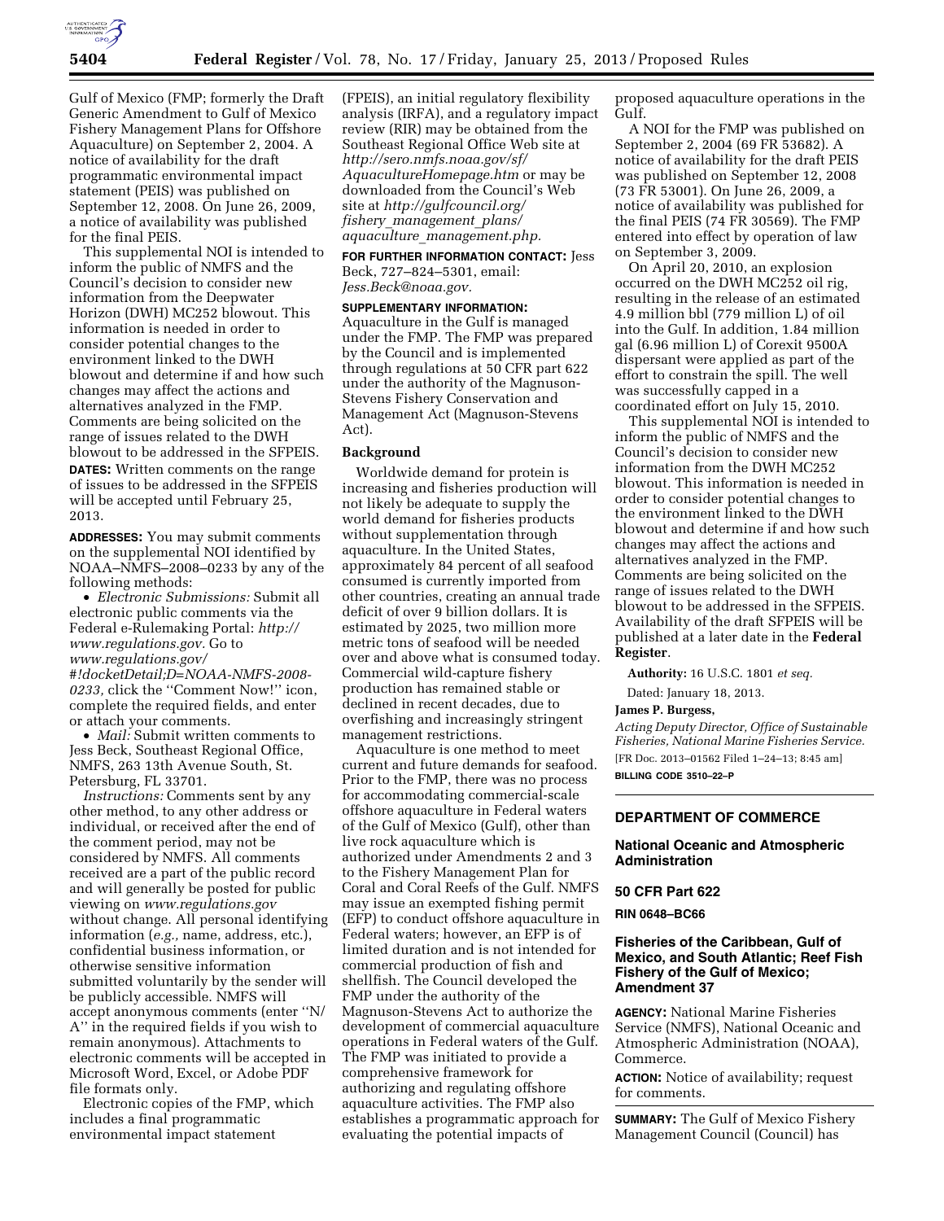Gulf of Mexico (FMP; formerly the Draft Generic Amendment to Gulf of Mexico Fishery Management Plans for Offshore Aquaculture) on September 2, 2004. A notice of availability for the draft programmatic environmental impact statement (PEIS) was published on September 12, 2008. On June 26, 2009, a notice of availability was published for the final PEIS.

This supplemental NOI is intended to inform the public of NMFS and the Council's decision to consider new information from the Deepwater Horizon (DWH) MC252 blowout. This information is needed in order to consider potential changes to the environment linked to the DWH blowout and determine if and how such changes may affect the actions and alternatives analyzed in the FMP. Comments are being solicited on the range of issues related to the DWH blowout to be addressed in the SFPEIS.

**DATES:** Written comments on the range of issues to be addressed in the SFPEIS will be accepted until February 25, 2013.

**ADDRESSES:** You may submit comments on the supplemental NOI identified by NOAA–NMFS–2008–0233 by any of the following methods:

- *Electronic Submissions:* Submit all electronic public comments via the Federal e-Rulemaking Portal: *http://www.regulations.gov.* Go to *www.regulations.gov/#!docketDetail;D=NOAA-NMFS-2008-0233,* click the ''Comment Now!'' icon, complete the required fields, and enter or attach your comments.
- *Mail:* Submit written comments to Jess Beck, Southeast Regional Office, NMFS, 263 13th Avenue South, St. Petersburg, FL 33701.

*Instructions:* Comments sent by any other method, to any other address or individual, or received after the end of the comment period, may not be considered by NMFS. All comments received are a part of the public record and will generally be posted for public viewing on *www.regulations.gov* without change. All personal identifying information (*e.g.,* name, address, etc.), confidential business information, or otherwise sensitive information submitted voluntarily by the sender will be publicly accessible. NMFS will accept anonymous comments (enter ''N/A'' in the required fields if you wish to remain anonymous). Attachments to electronic comments will be accepted in Microsoft Word, Excel, or Adobe PDF file formats only.

Electronic copies of the FMP, which includes a final programmatic environmental impact statement (FPEIS), an initial regulatory flexibility analysis (IRFA), and a regulatory impact review (RIR) may be obtained from the Southeast Regional Office Web site at *http://sero.nmfs.noaa.gov/sf/AquacultureHomepage.htm* or may be downloaded from the Council's Web site at *http://gulfcouncil.org/fishery_management_plans/aquaculture_management.php.*

**FOR FURTHER INFORMATION CONTACT:** Jess Beck, 727–824–5301, email: *Jess.Beck@noaa.gov.*

**SUPPLEMENTARY INFORMATION:** Aquaculture in the Gulf is managed under the FMP. The FMP was prepared by the Council and is implemented through regulations at 50 CFR part 622 under the authority of the Magnuson-Stevens Fishery Conservation and Management Act (Magnuson-Stevens Act).

**Background**

Worldwide demand for protein is increasing and fisheries production will not likely be adequate to supply the world demand for fisheries products without supplementation through aquaculture. In the United States, approximately 84 percent of all seafood consumed is currently imported from other countries, creating an annual trade deficit of over 9 billion dollars. It is estimated by 2025, two million more metric tons of seafood will be needed over and above what is consumed today. Commercial wild-capture fishery production has remained stable or declined in recent decades, due to overfishing and increasingly stringent management restrictions.

Aquaculture is one method to meet current and future demands for seafood. Prior to the FMP, there was no process for accommodating commercial-scale offshore aquaculture in Federal waters of the Gulf of Mexico (Gulf), other than live rock aquaculture which is authorized under Amendments 2 and 3 to the Fishery Management Plan for Coral and Coral Reefs of the Gulf. NMFS may issue an exempted fishing permit (EFP) to conduct offshore aquaculture in Federal waters; however, an EFP is of limited duration and is not intended for commercial production of fish and shellfish. The Council developed the FMP under the authority of the Magnuson-Stevens Act to authorize the development of commercial aquaculture operations in Federal waters of the Gulf. The FMP was initiated to provide a comprehensive framework for authorizing and regulating offshore aquaculture activities. The FMP also establishes a programmatic approach for evaluating the potential impacts of proposed aquaculture operations in the Gulf.

A NOI for the FMP was published on September 2, 2004 (69 FR 53682). A notice of availability for the draft PEIS was published on September 12, 2008 (73 FR 53001). On June 26, 2009, a notice of availability was published for the final PEIS (74 FR 30569). The FMP entered into effect by operation of law on September 3, 2009.

On April 20, 2010, an explosion occurred on the DWH MC252 oil rig, resulting in the release of an estimated 4.9 million bbl (779 million L) of oil into the Gulf. In addition, 1.84 million gal (6.96 million L) of Corexit 9500A dispersant were applied as part of the effort to constrain the spill. The well was successfully capped in a coordinated effort on July 15, 2010.

This supplemental NOI is intended to inform the public of NMFS and the Council's decision to consider new information from the DWH MC252 blowout. This information is needed in order to consider potential changes to the environment linked to the DWH blowout and determine if and how such changes may affect the actions and alternatives analyzed in the FMP. Comments are being solicited on the range of issues related to the DWH blowout to be addressed in the SFPEIS. Availability of the draft SFPEIS will be published at a later date in the **Federal Register**.

**Authority:** 16 U.S.C. 1801 *et seq.*

Dated: January 18, 2013.

**James P. Burgess,**

*Acting Deputy Director, Office of Sustainable Fisheries, National Marine Fisheries Service.*

[FR Doc. 2013–01562 Filed 1–24–13; 8:45 am]

**BILLING CODE 3510–22–P**

---

## DEPARTMENT OF COMMERCE

### National Oceanic and Atmospheric Administration

### 50 CFR Part 622

### RIN 0648–BC66

### Fisheries of the Caribbean, Gulf of Mexico, and South Atlantic; Reef Fish Fishery of the Gulf of Mexico; Amendment 37

**AGENCY:** National Marine Fisheries Service (NMFS), National Oceanic and Atmospheric Administration (NOAA), Commerce.

**ACTION:** Notice of availability; request for comments.

**SUMMARY:** The Gulf of Mexico Fishery Management Council (Council) has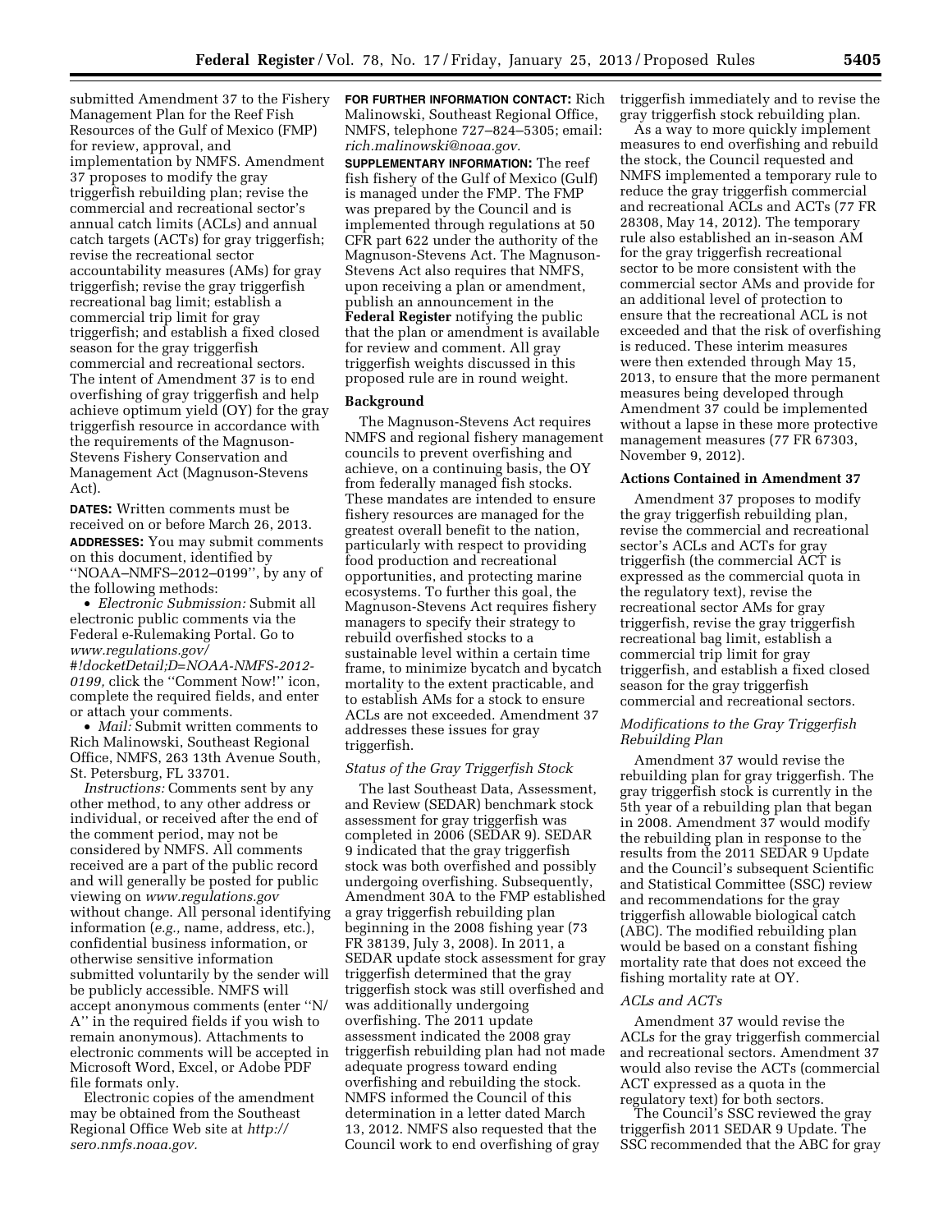submitted Amendment 37 to the Fishery Management Plan for the Reef Fish Resources of the Gulf of Mexico (FMP) for review, approval, and implementation by NMFS. Amendment 37 proposes to modify the gray triggerfish rebuilding plan; revise the commercial and recreational sector's annual catch limits (ACLs) and annual catch targets (ACTs) for gray triggerfish; revise the recreational sector accountability measures (AMs) for gray triggerfish; revise the gray triggerfish recreational bag limit; establish a commercial trip limit for gray triggerfish; and establish a fixed closed season for the gray triggerfish commercial and recreational sectors. The intent of Amendment 37 is to end overfishing of gray triggerfish and help achieve optimum yield (OY) for the gray triggerfish resource in accordance with the requirements of the Magnuson-Stevens Fishery Conservation and Management Act (Magnuson-Stevens Act).

**DATES:** Written comments must be received on or before March 26, 2013.

**ADDRESSES:** You may submit comments on this document, identified by ''NOAA–NMFS–2012–0199'', by any of the following methods:

- *Electronic Submission:* Submit all electronic public comments via the Federal e-Rulemaking Portal. Go to *www.regulations.gov/#!docketDetail;D=NOAA-NMFS-2012-0199,* click the ''Comment Now!'' icon, complete the required fields, and enter or attach your comments.
- *Mail:* Submit written comments to Rich Malinowski, Southeast Regional Office, NMFS, 263 13th Avenue South, St. Petersburg, FL 33701.

*Instructions:* Comments sent by any other method, to any other address or individual, or received after the end of the comment period, may not be considered by NMFS. All comments received are a part of the public record and will generally be posted for public viewing on *www.regulations.gov* without change. All personal identifying information (*e.g.,* name, address, etc.), confidential business information, or otherwise sensitive information submitted voluntarily by the sender will be publicly accessible. NMFS will accept anonymous comments (enter ''N/A'' in the required fields if you wish to remain anonymous). Attachments to electronic comments will be accepted in Microsoft Word, Excel, or Adobe PDF file formats only.

Electronic copies of the amendment may be obtained from the Southeast Regional Office Web site at *http://sero.nmfs.noaa.gov.*

**FOR FURTHER INFORMATION CONTACT:** Rich Malinowski, Southeast Regional Office, NMFS, telephone 727–824–5305; email: *rich.malinowski@noaa.gov.*

**SUPPLEMENTARY INFORMATION:** The reef fish fishery of the Gulf of Mexico (Gulf) is managed under the FMP. The FMP was prepared by the Council and is implemented through regulations at 50 CFR part 622 under the authority of the Magnuson-Stevens Act. The Magnuson-Stevens Act also requires that NMFS, upon receiving a plan or amendment, publish an announcement in the **Federal Register** notifying the public that the plan or amendment is available for review and comment. All gray triggerfish weights discussed in this proposed rule are in round weight.

## Background

The Magnuson-Stevens Act requires NMFS and regional fishery management councils to prevent overfishing and achieve, on a continuing basis, the OY from federally managed fish stocks. These mandates are intended to ensure fishery resources are managed for the greatest overall benefit to the nation, particularly with respect to providing food production and recreational opportunities, and protecting marine ecosystems. To further this goal, the Magnuson-Stevens Act requires fishery managers to specify their strategy to rebuild overfished stocks to a sustainable level within a certain time frame, to minimize bycatch and bycatch mortality to the extent practicable, and to establish AMs for a stock to ensure ACLs are not exceeded. Amendment 37 addresses these issues for gray triggerfish.

### *Status of the Gray Triggerfish Stock*

The last Southeast Data, Assessment, and Review (SEDAR) benchmark stock assessment for gray triggerfish was completed in 2006 (SEDAR 9). SEDAR 9 indicated that the gray triggerfish stock was both overfished and possibly undergoing overfishing. Subsequently, Amendment 30A to the FMP established a gray triggerfish rebuilding plan beginning in the 2008 fishing year (73 FR 38139, July 3, 2008). In 2011, a SEDAR update stock assessment for gray triggerfish determined that the gray triggerfish stock was still overfished and was additionally undergoing overfishing. The 2011 update assessment indicated the 2008 gray triggerfish rebuilding plan had not made adequate progress toward ending overfishing and rebuilding the stock. NMFS informed the Council of this determination in a letter dated March 13, 2012. NMFS also requested that the Council work to end overfishing of gray triggerfish immediately and to revise the gray triggerfish stock rebuilding plan.

As a way to more quickly implement measures to end overfishing and rebuild the stock, the Council requested and NMFS implemented a temporary rule to reduce the gray triggerfish commercial and recreational ACLs and ACTs (77 FR 28308, May 14, 2012). The temporary rule also established an in-season AM for the gray triggerfish recreational sector to be more consistent with the commercial sector AMs and provide for an additional level of protection to ensure that the recreational ACL is not exceeded and that the risk of overfishing is reduced. These interim measures were then extended through May 15, 2013, to ensure that the more permanent measures being developed through Amendment 37 could be implemented without a lapse in these more protective management measures (77 FR 67303, November 9, 2012).

## Actions Contained in Amendment 37

Amendment 37 proposes to modify the gray triggerfish rebuilding plan, revise the commercial and recreational sector's ACLs and ACTs for gray triggerfish (the commercial ACT is expressed as the commercial quota in the regulatory text), revise the recreational sector AMs for gray triggerfish, revise the gray triggerfish recreational bag limit, establish a commercial trip limit for gray triggerfish, and establish a fixed closed season for the gray triggerfish commercial and recreational sectors.

### *Modifications to the Gray Triggerfish Rebuilding Plan*

Amendment 37 would revise the rebuilding plan for gray triggerfish. The gray triggerfish stock is currently in the 5th year of a rebuilding plan that began in 2008. Amendment 37 would modify the rebuilding plan in response to the results from the 2011 SEDAR 9 Update and the Council's subsequent Scientific and Statistical Committee (SSC) review and recommendations for the gray triggerfish allowable biological catch (ABC). The modified rebuilding plan would be based on a constant fishing mortality rate that does not exceed the fishing mortality rate at OY.

### *ACLs and ACTs*

Amendment 37 would revise the ACLs for the gray triggerfish commercial and recreational sectors. Amendment 37 would also revise the ACTs (commercial ACT expressed as a quota in the regulatory text) for both sectors.

The Council's SSC reviewed the gray triggerfish 2011 SEDAR 9 Update. The SSC recommended that the ABC for gray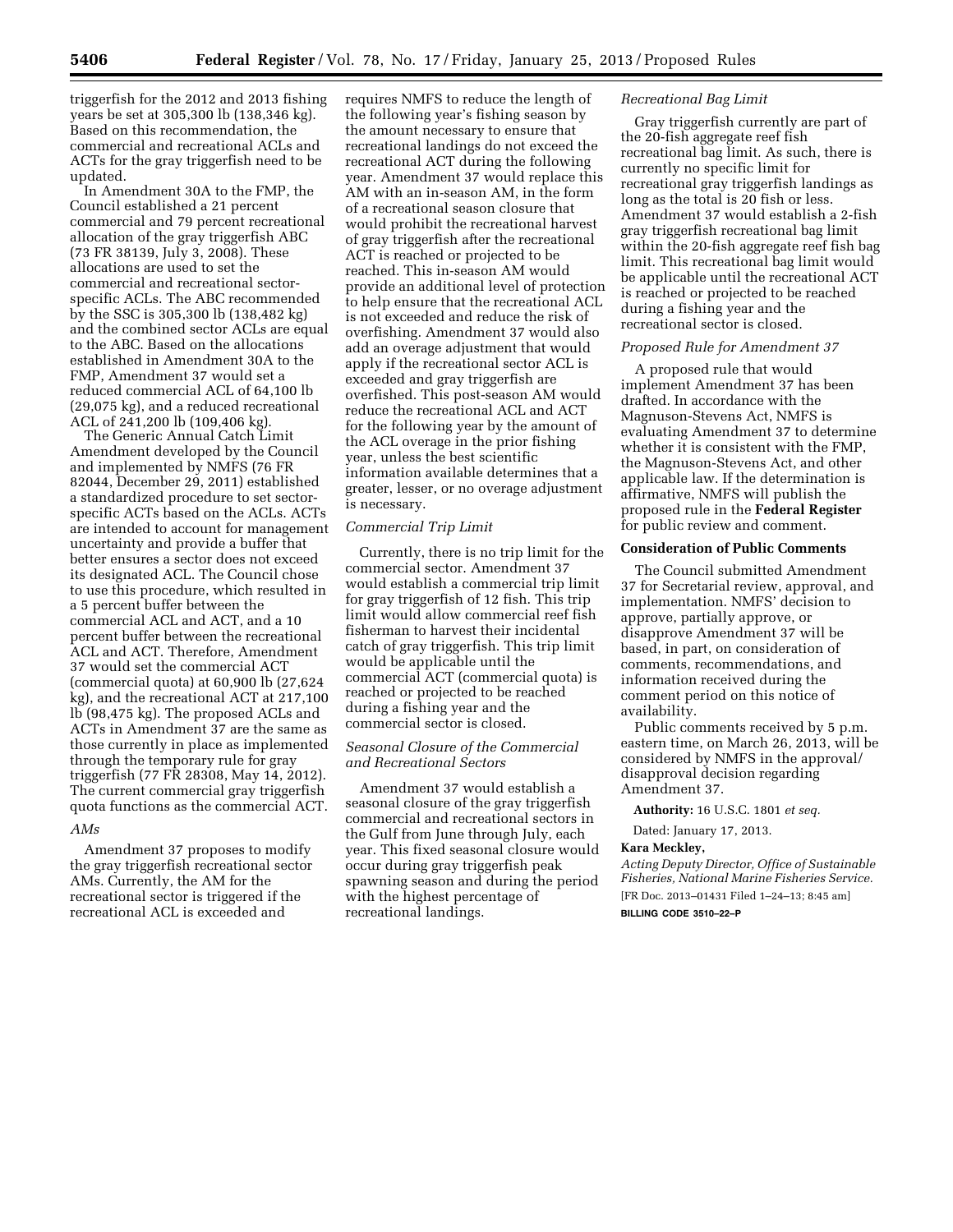triggerfish for the 2012 and 2013 fishing years be set at 305,300 lb (138,346 kg). Based on this recommendation, the commercial and recreational ACLs and ACTs for the gray triggerfish need to be updated.

In Amendment 30A to the FMP, the Council established a 21 percent commercial and 79 percent recreational allocation of the gray triggerfish ABC (73 FR 38139, July 3, 2008). These allocations are used to set the commercial and recreational sector-specific ACLs. The ABC recommended by the SSC is 305,300 lb (138,482 kg) and the combined sector ACLs are equal to the ABC. Based on the allocations established in Amendment 30A to the FMP, Amendment 37 would set a reduced commercial ACL of 64,100 lb (29,075 kg), and a reduced recreational ACL of 241,200 lb (109,406 kg).

The Generic Annual Catch Limit Amendment developed by the Council and implemented by NMFS (76 FR 82044, December 29, 2011) established a standardized procedure to set sector-specific ACTs based on the ACLs. ACTs are intended to account for management uncertainty and provide a buffer that better ensures a sector does not exceed its designated ACL. The Council chose to use this procedure, which resulted in a 5 percent buffer between the commercial ACL and ACT, and a 10 percent buffer between the recreational ACL and ACT. Therefore, Amendment 37 would set the commercial ACT (commercial quota) at 60,900 lb (27,624 kg), and the recreational ACT at 217,100 lb (98,475 kg). The proposed ACLs and ACTs in Amendment 37 are the same as those currently in place as implemented through the temporary rule for gray triggerfish (77 FR 28308, May 14, 2012). The current commercial gray triggerfish quota functions as the commercial ACT.

*AMs*

Amendment 37 proposes to modify the gray triggerfish recreational sector AMs. Currently, the AM for the recreational sector is triggered if the recreational ACL is exceeded and requires NMFS to reduce the length of the following year's fishing season by the amount necessary to ensure that recreational landings do not exceed the recreational ACT during the following year. Amendment 37 would replace this AM with an in-season AM, in the form of a recreational season closure that would prohibit the recreational harvest of gray triggerfish after the recreational ACT is reached or projected to be reached. This in-season AM would provide an additional level of protection to help ensure that the recreational ACL is not exceeded and reduce the risk of overfishing. Amendment 37 would also add an overage adjustment that would apply if the recreational sector ACL is exceeded and gray triggerfish are overfished. This post-season AM would reduce the recreational ACL and ACT for the following year by the amount of the ACL overage in the prior fishing year, unless the best scientific information available determines that a greater, lesser, or no overage adjustment is necessary.

*Commercial Trip Limit*

Currently, there is no trip limit for the commercial sector. Amendment 37 would establish a commercial trip limit for gray triggerfish of 12 fish. This trip limit would allow commercial reef fish fisherman to harvest their incidental catch of gray triggerfish. This trip limit would be applicable until the commercial ACT (commercial quota) is reached or projected to be reached during a fishing year and the commercial sector is closed.

*Seasonal Closure of the Commercial and Recreational Sectors*

Amendment 37 would establish a seasonal closure of the gray triggerfish commercial and recreational sectors in the Gulf from June through July, each year. This fixed seasonal closure would occur during gray triggerfish peak spawning season and during the period with the highest percentage of recreational landings.

*Recreational Bag Limit*

Gray triggerfish currently are part of the 20-fish aggregate reef fish recreational bag limit. As such, there is currently no specific limit for recreational gray triggerfish landings as long as the total is 20 fish or less. Amendment 37 would establish a 2-fish gray triggerfish recreational bag limit within the 20-fish aggregate reef fish bag limit. This recreational bag limit would be applicable until the recreational ACT is reached or projected to be reached during a fishing year and the recreational sector is closed.

*Proposed Rule for Amendment 37*

A proposed rule that would implement Amendment 37 has been drafted. In accordance with the Magnuson-Stevens Act, NMFS is evaluating Amendment 37 to determine whether it is consistent with the FMP, the Magnuson-Stevens Act, and other applicable law. If the determination is affirmative, NMFS will publish the proposed rule in the **Federal Register** for public review and comment.

**Consideration of Public Comments**

The Council submitted Amendment 37 for Secretarial review, approval, and implementation. NMFS' decision to approve, partially approve, or disapprove Amendment 37 will be based, in part, on consideration of comments, recommendations, and information received during the comment period on this notice of availability.

Public comments received by 5 p.m. eastern time, on March 26, 2013, will be considered by NMFS in the approval/disapproval decision regarding Amendment 37.

**Authority:** 16 U.S.C. 1801 *et seq.*

Dated: January 17, 2013.

**Kara Meckley,**

*Acting Deputy Director, Office of Sustainable Fisheries, National Marine Fisheries Service.*

[FR Doc. 2013–01431 Filed 1–24–13; 8:45 am]

**BILLING CODE 3510–22–P**